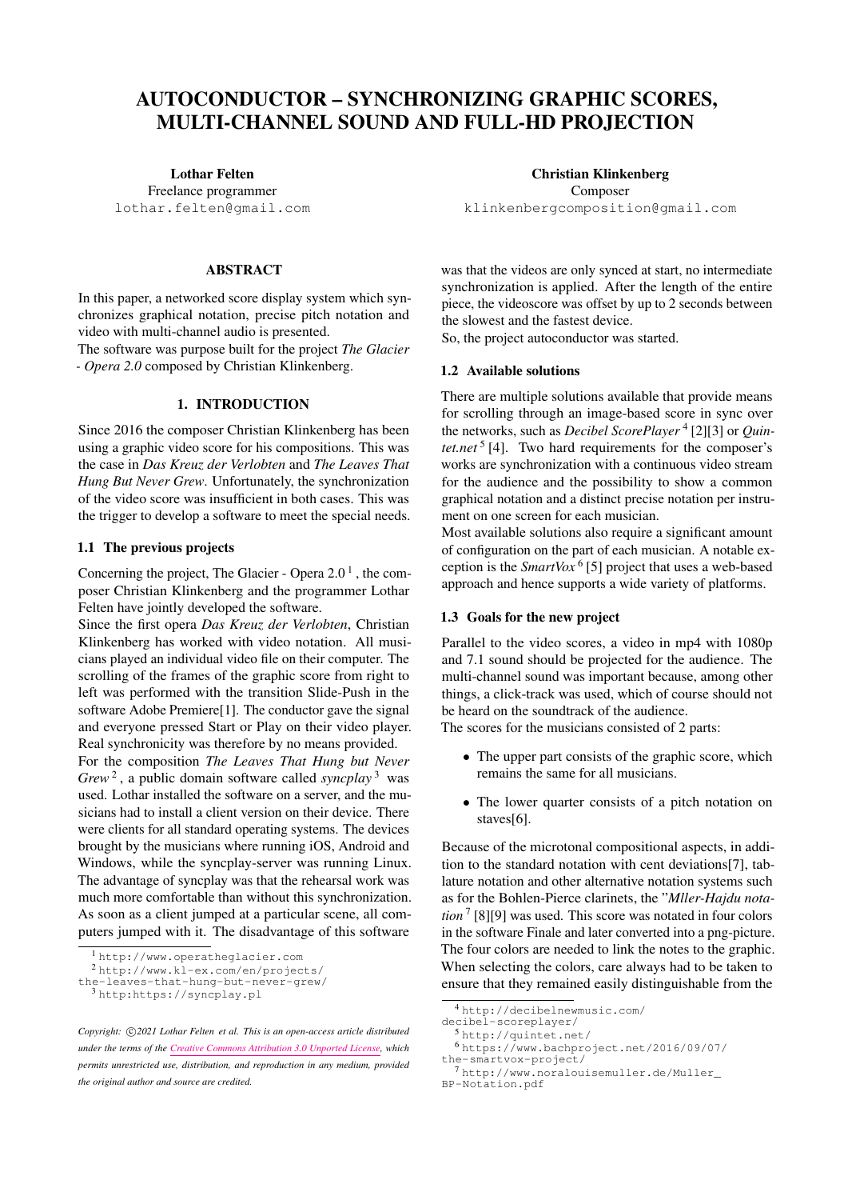# AUTOCONDUCTOR – SYNCHRONIZING GRAPHIC SCORES, MULTI-CHANNEL SOUND AND FULL-HD PROJECTION

**Lothar Felten**
Freelance programmer
lothar.felten@gmail.com

**Christian Klinkenberg**
Composer
klinkenbergcomposition@gmail.com

## ABSTRACT

In this paper, a networked score display system which synchronizes graphical notation, precise pitch notation and video with multi-channel audio is presented.
The software was purpose built for the project *The Glacier - Opera 2.0* composed by Christian Klinkenberg.

## 1. INTRODUCTION

Since 2016 the composer Christian Klinkenberg has been using a graphic video score for his compositions. This was the case in *Das Kreuz der Verlobten* and *The Leaves That Hung But Never Grew*. Unfortunately, the synchronization of the video score was insufficient in both cases. This was the trigger to develop a software to meet the special needs.

### 1.1 The previous projects

Concerning the project, The Glacier - Opera 2.0 [1], the composer Christian Klinkenberg and the programmer Lothar Felten have jointly developed the software.
Since the first opera *Das Kreuz der Verlobten*, Christian Klinkenberg has worked with video notation. All musicians played an individual video file on their computer. The scrolling of the frames of the graphic score from right to left was performed with the transition Slide-Push in the software Adobe Premiere[1]. The conductor gave the signal and everyone pressed Start or Play on their video player. Real synchronicity was therefore by no means provided.
For the composition *The Leaves That Hung but Never Grew* [2], a public domain software called *syncplay* [3] was used. Lothar installed the software on a server, and the musicians had to install a client version on their device. There were clients for all standard operating systems. The devices brought by the musicians where running iOS, Android and Windows, while the syncplay-server was running Linux. The advantage of syncplay was that the rehearsal work was much more comfortable than without this synchronization. As soon as a client jumped at a particular scene, all computers jumped with it. The disadvantage of this software was that the videos are only synced at start, no intermediate synchronization is applied. After the length of the entire piece, the videoscore was offset by up to 2 seconds between the slowest and the fastest device.
So, the project autoconductor was started.

### 1.2 Available solutions

There are multiple solutions available that provide means for scrolling through an image-based score in sync over the networks, such as *Decibel ScorePlayer* [4] [2][3] or *Quintet.net* [5] [4]. Two hard requirements for the composer's works are synchronization with a continuous video stream for the audience and the possibility to show a common graphical notation and a distinct precise notation per instrument on one screen for each musician.
Most available solutions also require a significant amount of configuration on the part of each musician. A notable exception is the *SmartVox* [6] [5] project that uses a web-based approach and hence supports a wide variety of platforms.

### 1.3 Goals for the new project

Parallel to the video scores, a video in mp4 with 1080p and 7.1 sound should be projected for the audience. The multi-channel sound was important because, among other things, a click-track was used, which of course should not be heard on the soundtrack of the audience.
The scores for the musicians consisted of 2 parts:

- The upper part consists of the graphic score, which remains the same for all musicians.
- The lower quarter consists of a pitch notation on staves[6].

Because of the microtonal compositional aspects, in addition to the standard notation with cent deviations[7], tablature notation and other alternative notation systems such as for the Bohlen-Pierce clarinets, the "*Mller-Hajdu notation* [7] [8][9] was used. This score was notated in four colors in the software Finale and later converted into a png-picture. The four colors are needed to link the notes to the graphic. When selecting the colors, care always had to be taken to ensure that they remained easily distinguishable from the

[1] http://www.operatheglacier.com
[2] http://www.kl-ex.com/en/projects/the-leaves-that-hung-but-never-grew/
[3] http:https://syncplay.pl
[4] http://decibelnewmusic.com/decibel-scoreplayer/
[5] http://quintet.net/
[6] https://www.bachproject.net/2016/09/07/the-smartvox-project/
[7] http://www.noralouisemuller.de/Muller_BP-Notation.pdf

*Copyright: ©2021 Lothar Felten et al. This is an open-access article distributed under the terms of the Creative Commons Attribution 3.0 Unported License, which permits unrestricted use, distribution, and reproduction in any medium, provided the original author and source are credited.*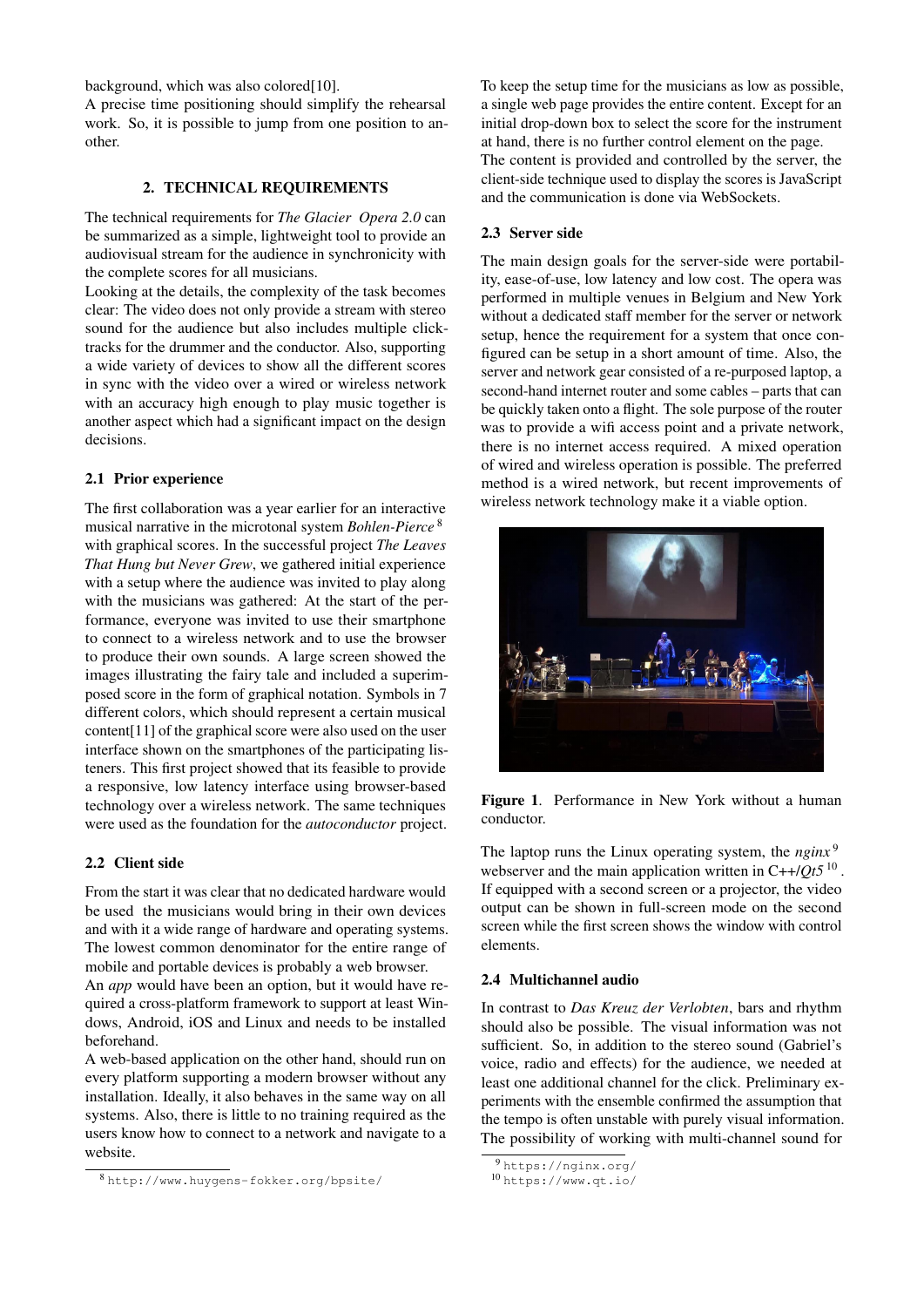background, which was also colored[10].
A precise time positioning should simplify the rehearsal work. So, it is possible to jump from one position to another.

## 2. TECHNICAL REQUIREMENTS

The technical requirements for *The Glacier Opera 2.0* can be summarized as a simple, lightweight tool to provide an audiovisual stream for the audience in synchronicity with the complete scores for all musicians.
Looking at the details, the complexity of the task becomes clear: The video does not only provide a stream with stereo sound for the audience but also includes multiple click-tracks for the drummer and the conductor. Also, supporting a wide variety of devices to show all the different scores in sync with the video over a wired or wireless network with an accuracy high enough to play music together is another aspect which had a significant impact on the design decisions.

### 2.1 Prior experience

The first collaboration was a year earlier for an interactive musical narrative in the microtonal system *Bohlen-Pierce* [8] with graphical scores. In the successful project *The Leaves That Hung but Never Grew*, we gathered initial experience with a setup where the audience was invited to play along with the musicians was gathered: At the start of the performance, everyone was invited to use their smartphone to connect to a wireless network and to use the browser to produce their own sounds. A large screen showed the images illustrating the fairy tale and included a superimposed score in the form of graphical notation. Symbols in 7 different colors, which should represent a certain musical content[11] of the graphical score were also used on the user interface shown on the smartphones of the participating listeners. This first project showed that its feasible to provide a responsive, low latency interface using browser-based technology over a wireless network. The same techniques were used as the foundation for the *autoconductor* project.

### 2.2 Client side

From the start it was clear that no dedicated hardware would be used the musicians would bring in their own devices and with it a wide range of hardware and operating systems. The lowest common denominator for the entire range of mobile and portable devices is probably a web browser.
An *app* would have been an option, but it would have required a cross-platform framework to support at least Windows, Android, iOS and Linux and needs to be installed beforehand.
A web-based application on the other hand, should run on every platform supporting a modern browser without any installation. Ideally, it also behaves in the same way on all systems. Also, there is little to no training required as the users know how to connect to a network and navigate to a website.

To keep the setup time for the musicians as low as possible, a single web page provides the entire content. Except for an initial drop-down box to select the score for the instrument at hand, there is no further control element on the page.
The content is provided and controlled by the server, the client-side technique used to display the scores is JavaScript and the communication is done via WebSockets.

### 2.3 Server side

The main design goals for the server-side were portability, ease-of-use, low latency and low cost. The opera was performed in multiple venues in Belgium and New York without a dedicated staff member for the server or network setup, hence the requirement for a system that once configured can be setup in a short amount of time. Also, the server and network gear consisted of a re-purposed laptop, a second-hand internet router and some cables – parts that can be quickly taken onto a flight. The sole purpose of the router was to provide a wifi access point and a private network, there is no internet access required. A mixed operation of wired and wireless operation is possible. The preferred method is a wired network, but recent improvements of wireless network technology make it a viable option.

**Figure 1**. Performance in New York without a human conductor.

The laptop runs the Linux operating system, the *nginx* [9] webserver and the main application written in C++/*Qt5* [10]. If equipped with a second screen or a projector, the video output can be shown in full-screen mode on the second screen while the first screen shows the window with control elements.

### 2.4 Multichannel audio

In contrast to *Das Kreuz der Verlobten*, bars and rhythm should also be possible. The visual information was not sufficient. So, in addition to the stereo sound (Gabriel's voice, radio and effects) for the audience, we needed at least one additional channel for the click. Preliminary experiments with the ensemble confirmed the assumption that the tempo is often unstable with purely visual information. The possibility of working with multi-channel sound for

[8] http://www.huygens-fokker.org/bpsite/

[9] https://nginx.org/

[10] https://www.qt.io/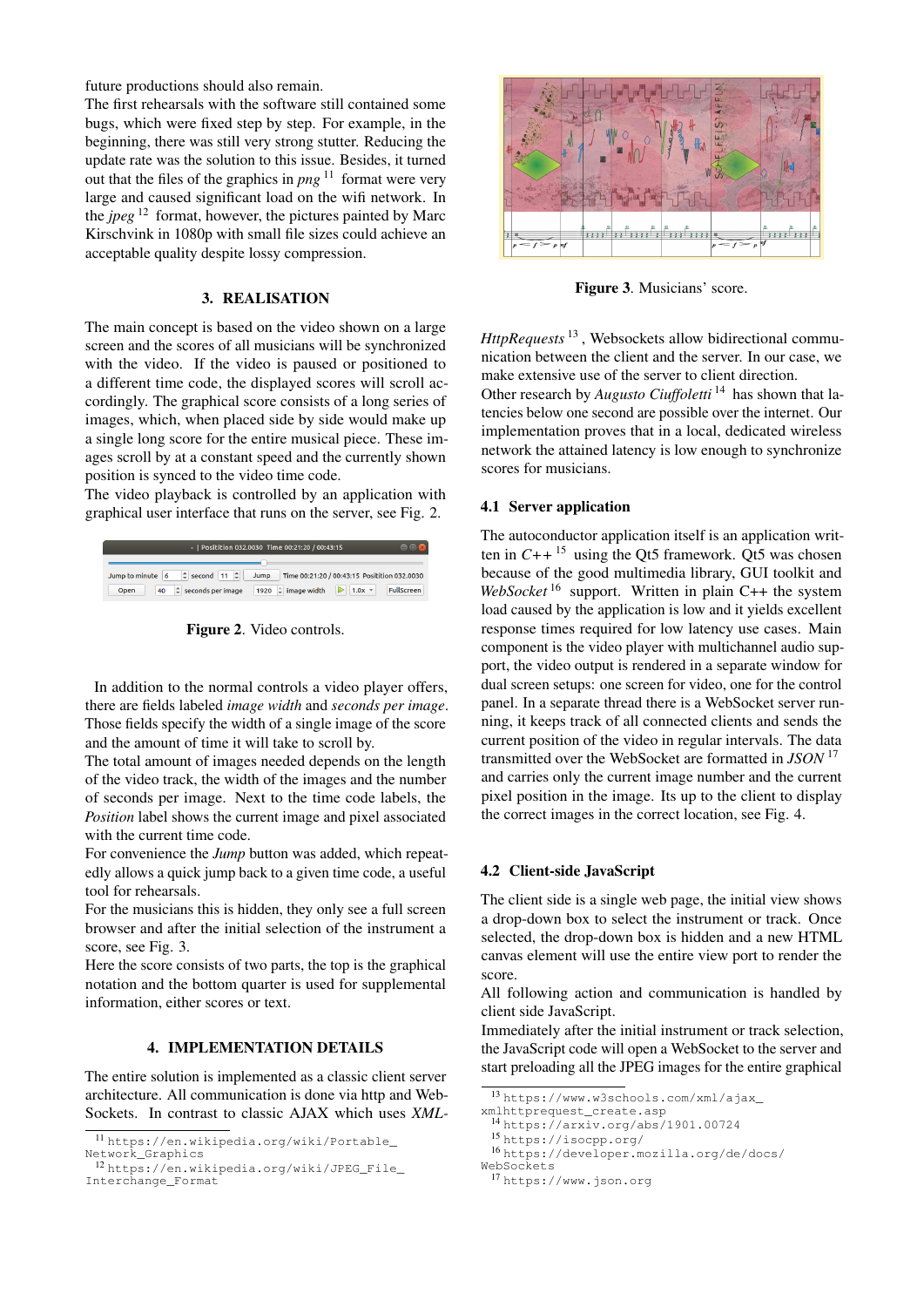future productions should also remain.
The first rehearsals with the software still contained some bugs, which were fixed step by step. For example, in the beginning, there was still very strong stutter. Reducing the update rate was the solution to this issue. Besides, it turned out that the files of the graphics in *png* [11] format were very large and caused significant load on the wifi network. In the *jpeg* [12] format, however, the pictures painted by Marc Kirschvink in 1080p with small file sizes could achieve an acceptable quality despite lossy compression.

## 3. REALISATION

The main concept is based on the video shown on a large screen and the scores of all musicians will be synchronized with the video. If the video is paused or positioned to a different time code, the displayed scores will scroll accordingly. The graphical score consists of a long series of images, which, when placed side by side would make up a single long score for the entire musical piece. These images scroll by at a constant speed and the currently shown position is synced to the video time code.
The video playback is controlled by an application with graphical user interface that runs on the server, see Fig. 2.

**Figure 2**. Video controls.

In addition to the normal controls a video player offers, there are fields labeled *image width* and *seconds per image*. Those fields specify the width of a single image of the score and the amount of time it will take to scroll by.
The total amount of images needed depends on the length of the video track, the width of the images and the number of seconds per image. Next to the time code labels, the *Position* label shows the current image and pixel associated with the current time code.
For convenience the *Jump* button was added, which repeatedly allows a quick jump back to a given time code, a useful tool for rehearsals.
For the musicians this is hidden, they only see a full screen browser and after the initial selection of the instrument a score, see Fig. 3.
Here the score consists of two parts, the top is the graphical notation and the bottom quarter is used for supplemental information, either scores or text.

## 4. IMPLEMENTATION DETAILS

The entire solution is implemented as a classic client server architecture. All communication is done via http and WebSockets. In contrast to classic AJAX which uses *XML-HttpRequests* [13], Websockets allow bidirectional communication between the client and the server. In our case, we make extensive use of the server to client direction.
Other research by *Augusto Ciuffoletti* [14] has shown that latencies below one second are possible over the internet. Our implementation proves that in a local, dedicated wireless network the attained latency is low enough to synchronize scores for musicians.

**Figure 3**. Musicians' score.

### 4.1 Server application

The autoconductor application itself is an application written in *C++* [15] using the Qt5 framework. Qt5 was chosen because of the good multimedia library, GUI toolkit and *WebSocket* [16] support. Written in plain C++ the system load caused by the application is low and it yields excellent response times required for low latency use cases. Main component is the video player with multichannel audio support, the video output is rendered in a separate window for dual screen setups: one screen for video, one for the control panel. In a separate thread there is a WebSocket server running, it keeps track of all connected clients and sends the current position of the video in regular intervals. The data transmitted over the WebSocket are formatted in *JSON* [17] and carries only the current image number and the current pixel position in the image. Its up to the client to display the correct images in the correct location, see Fig. 4.

### 4.2 Client-side JavaScript

The client side is a single web page, the initial view shows a drop-down box to select the instrument or track. Once selected, the drop-down box is hidden and a new HTML canvas element will use the entire view port to render the score.
All following action and communication is handled by client side JavaScript.
Immediately after the initial instrument or track selection, the JavaScript code will open a WebSocket to the server and start preloading all the JPEG images for the entire graphical

---

[11] https://en.wikipedia.org/wiki/Portable_Network_Graphics
[12] https://en.wikipedia.org/wiki/JPEG_File_Interchange_Format
[13] https://www.w3schools.com/xml/ajax_xmlhttprequest_create.asp
[14] https://arxiv.org/abs/1901.00724
[15] https://isocpp.org/
[16] https://developer.mozilla.org/de/docs/WebSockets
[17] https://www.json.org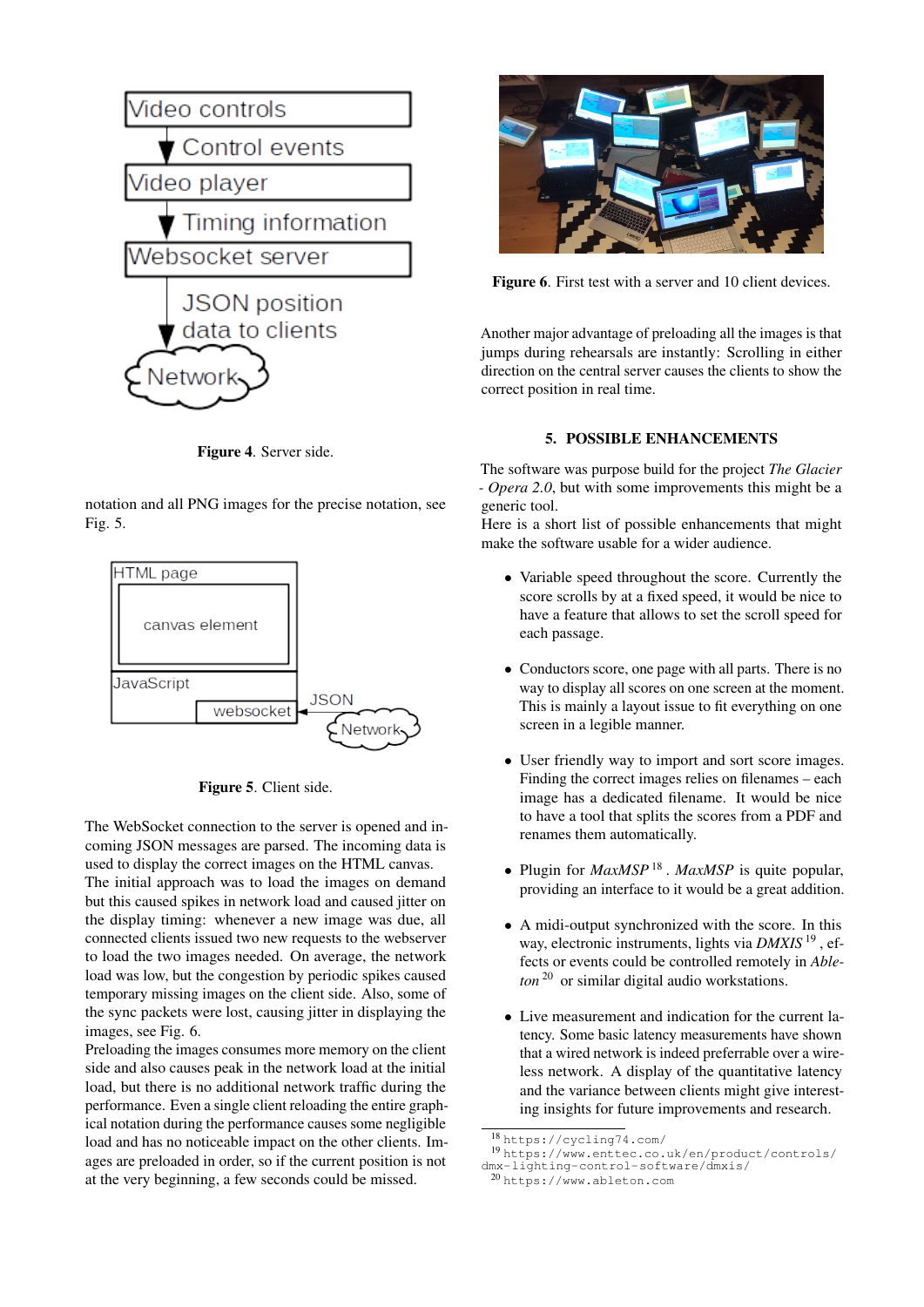Figure 4. Server side.

notation and all PNG images for the precise notation, see Fig. 5.

Figure 5. Client side.

The WebSocket connection to the server is opened and incoming JSON messages are parsed. The incoming data is used to display the correct images on the HTML canvas. The initial approach was to load the images on demand but this caused spikes in network load and caused jitter on the display timing: whenever a new image was due, all connected clients issued two new requests to the webserver to load the two images needed. On average, the network load was low, but the congestion by periodic spikes caused temporary missing images on the client side. Also, some of the sync packets were lost, causing jitter in displaying the images, see Fig. 6.
Preloading the images consumes more memory on the client side and also causes peak in the network load at the initial load, but there is no additional network traffic during the performance. Even a single client reloading the entire graphical notation during the performance causes some negligible load and has no noticeable impact on the other clients. Images are preloaded in order, so if the current position is not at the very beginning, a few seconds could be missed.

Figure 6. First test with a server and 10 client devices.

Another major advantage of preloading all the images is that jumps during rehearsals are instantly: Scrolling in either direction on the central server causes the clients to show the correct position in real time.

## 5. POSSIBLE ENHANCEMENTS

The software was purpose build for the project *The Glacier - Opera 2.0*, but with some improvements this might be a generic tool.
Here is a short list of possible enhancements that might make the software usable for a wider audience.

- Variable speed throughout the score. Currently the score scrolls by at a fixed speed, it would be nice to have a feature that allows to set the scroll speed for each passage.
- Conductors score, one page with all parts. There is no way to display all scores on one screen at the moment. This is mainly a layout issue to fit everything on one screen in a legible manner.
- User friendly way to import and sort score images. Finding the correct images relies on filenames – each image has a dedicated filename. It would be nice to have a tool that splits the scores from a PDF and renames them automatically.
- Plugin for *MaxMSP* [18]. *MaxMSP* is quite popular, providing an interface to it would be a great addition.
- A midi-output synchronized with the score. In this way, electronic instruments, lights via *DMXIS* [19], effects or events could be controlled remotely in *Ableton* [20] or similar digital audio workstations.
- Live measurement and indication for the current latency. Some basic latency measurements have shown that a wired network is indeed preferrable over a wireless network. A display of the quantitative latency and the variance between clients might give interesting insights for future improvements and research.

[18] https://cycling74.com/
[19] https://www.enttec.co.uk/en/product/controls/dmx-lighting-control-software/dmxis/
[20] https://www.ableton.com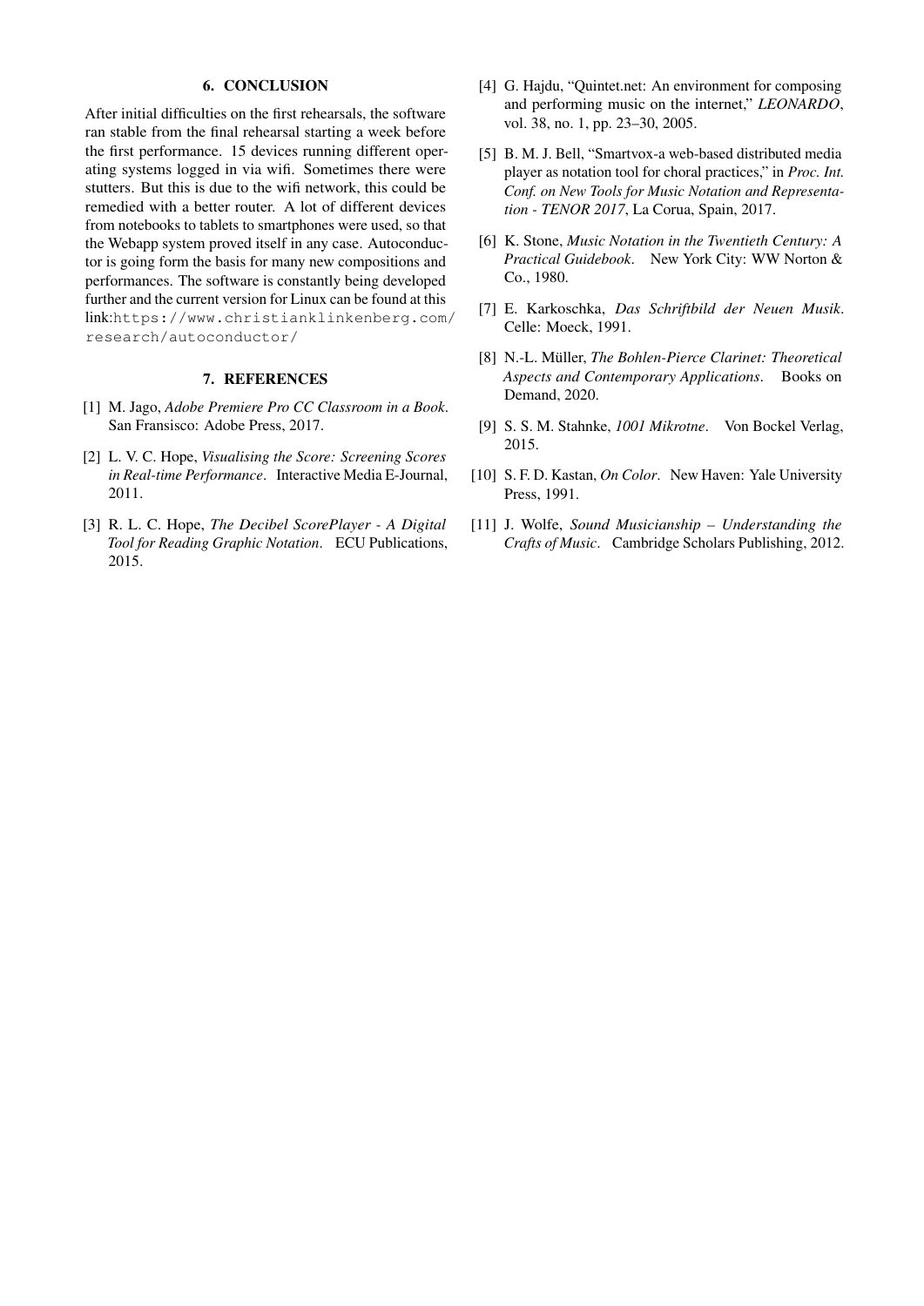## 6. CONCLUSION

After initial difficulties on the first rehearsals, the software ran stable from the final rehearsal starting a week before the first performance. 15 devices running different operating systems logged in via wifi. Sometimes there were stutters. But this is due to the wifi network, this could be remedied with a better router. A lot of different devices from notebooks to tablets to smartphones were used, so that the Webapp system proved itself in any case. Autoconductor is going form the basis for many new compositions and performances. The software is constantly being developed further and the current version for Linux can be found at this link:`https://www.christianklinkenberg.com/research/autoconductor/`

## 7. REFERENCES

[1] M. Jago, *Adobe Premiere Pro CC Classroom in a Book*. San Fransisco: Adobe Press, 2017.

[2] L. V. C. Hope, *Visualising the Score: Screening Scores in Real-time Performance*. Interactive Media E-Journal, 2011.

[3] R. L. C. Hope, *The Decibel ScorePlayer - A Digital Tool for Reading Graphic Notation*. ECU Publications, 2015.

[4] G. Hajdu, "Quintet.net: An environment for composing and performing music on the internet," *LEONARDO*, vol. 38, no. 1, pp. 23–30, 2005.

[5] B. M. J. Bell, "Smartvox-a web-based distributed media player as notation tool for choral practices," in *Proc. Int. Conf. on New Tools for Music Notation and Representation - TENOR 2017*, La Corua, Spain, 2017.

[6] K. Stone, *Music Notation in the Twentieth Century: A Practical Guidebook*. New York City: WW Norton & Co., 1980.

[7] E. Karkoschka, *Das Schriftbild der Neuen Musik*. Celle: Moeck, 1991.

[8] N.-L. Müller, *The Bohlen-Pierce Clarinet: Theoretical Aspects and Contemporary Applications*. Books on Demand, 2020.

[9] S. S. M. Stahnke, *1001 Mikrotne*. Von Bockel Verlag, 2015.

[10] S. F. D. Kastan, *On Color*. New Haven: Yale University Press, 1991.

[11] J. Wolfe, *Sound Musicianship – Understanding the Crafts of Music*. Cambridge Scholars Publishing, 2012.